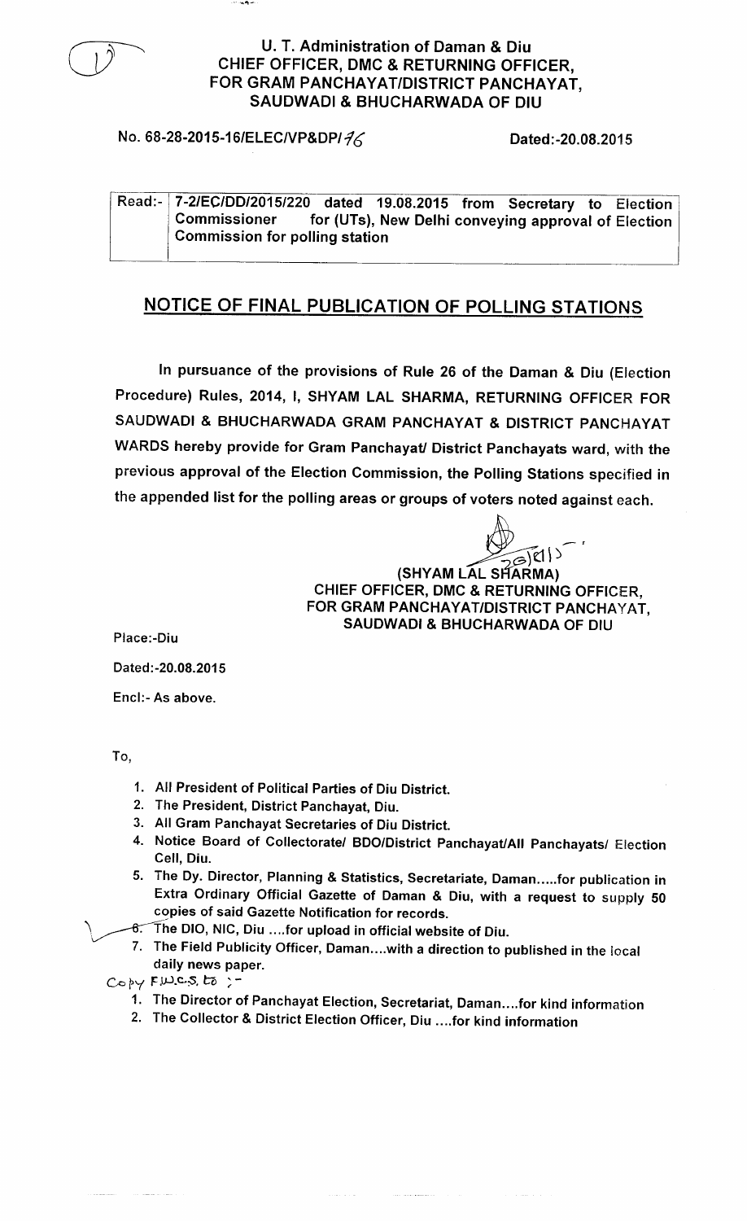# U. T. Administration of Daman & Diu
## CHIEF OFFICER, DMC & RETURNING OFFICER, FOR GRAM PANCHAYAT/DISTRICT PANCHAYAT, SAUDWADI & BHUCHARWADA OF DIU

No. 68-28-2015-16/ELEC/VP&DP/76 Dated:-20.08.2015

| Read:- | 7-2/EC/DD/2015/220 dated 19.08.2015 from Secretary to Election Commissioner for (UTs), New Delhi conveying approval of Election Commission for polling station |
|---|---|

## NOTICE OF FINAL PUBLICATION OF POLLING STATIONS

In pursuance of the provisions of Rule 26 of the Daman & Diu (Election Procedure) Rules, 2014, I, SHYAM LAL SHARMA, RETURNING OFFICER FOR SAUDWADI & BHUCHARWADA GRAM PANCHAYAT & DISTRICT PANCHAYAT WARDS hereby provide for Gram Panchayat/ District Panchayats ward, with the previous approval of the Election Commission, the Polling Stations specified in the appended list for the polling areas or groups of voters noted against each.

(SHYAM LAL SHARMA)
CHIEF OFFICER, DMC & RETURNING OFFICER,
FOR GRAM PANCHAYAT/DISTRICT PANCHAYAT,
SAUDWADI & BHUCHARWADA OF DIU

Place:-Diu

Dated:-20.08.2015

Encl:- As above.

To,

1. All President of Political Parties of Diu District.
2. The President, District Panchayat, Diu.
3. All Gram Panchayat Secretaries of Diu District.
4. Notice Board of Collectorate/ BDO/District Panchayat/All Panchayats/ Election Cell, Diu.
5. The Dy. Director, Planning & Statistics, Secretariate, Daman.....for publication in Extra Ordinary Official Gazette of Daman & Diu, with a request to supply 50 copies of said Gazette Notification for records.
6. The DIO, NIC, Diu ....for upload in official website of Diu.
7. The Field Publicity Officer, Daman....with a direction to published in the local daily news paper.

Copy f.w.c.s. to :-

1. The Director of Panchayat Election, Secretariat, Daman....for kind information
2. The Collector & District Election Officer, Diu ....for kind information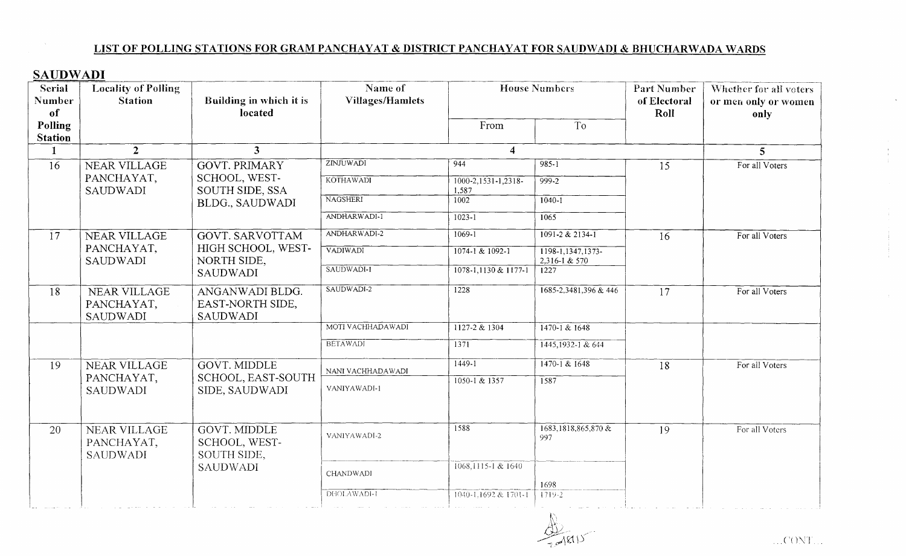## LIST OF POLLING STATIONS FOR GRAM PANCHAYAT & DISTRICT PANCHAYAT FOR SAUDWADI & BHUCHARWADA WARDS

### SAUDWADI

| Serial Number of Polling Station | Locality of Polling Station | Building in which it is located | Name of Villages/Hamlets | House Numbers | | Part Number of Electoral Roll | Whether for all voters or men only or women only |
|---|---|---|---|---|---|---|---|
| | | | | From | To | | |
| 1 | 2 | 3 | 4 | | | | 5 |
| 16 | NEAR VILLAGE PANCHAYAT, SAUDWADI | GOVT. PRIMARY SCHOOL, WEST-SOUTH SIDE, SSA BLDG., SAUDWADI | ZINJUWADI | 944 | 985-1 | 15 | For all Voters |
| | | | KOTHAWADI | 1000-2,1531-1,2318-1,587 | 999-2 | | |
| | | | NAGSHERI | 1002 | 1040-1 | | |
| | | | ANDHARWADI-1 | 1023-1 | 1065 | | |
| 17 | NEAR VILLAGE PANCHAYAT, SAUDWADI | GOVT. SARVOTTAM HIGH SCHOOL, WEST-NORTH SIDE, SAUDWADI | ANDHARWADI-2 | 1069-1 | 1091-2 & 2134-1 | 16 | For all Voters |
| | | | VADIWADI | 1074-1 & 1092-1 | 1198-1,1347,1373-2,316-1 & 570 | | |
| | | | SAUDWADI-1 | 1078-1,1130 & 1177-1 | 1227 | | |
| 18 | NEAR VILLAGE PANCHAYAT, SAUDWADI | ANGANWADI BLDG. EAST-NORTH SIDE, SAUDWADI | SAUDWADI-2 | 1228 | 1685-2,3481,396 & 446 | 17 | For all Voters |
| | | | MOTI VACHHADAWADI | 1127-2 & 1304 | 1470-1 & 1648 | | |
| | | | BETAWADI | 1371 | 1445,1932-1 & 644 | | |
| 19 | NEAR VILLAGE PANCHAYAT, SAUDWADI | GOVT. MIDDLE SCHOOL, EAST-SOUTH SIDE, SAUDWADI | NANI VACHHADAWADI | 1449-1 | 1470-1 & 1648 | 18 | For all Voters |
| | | | VANIYAWADI-1 | 1050-1 & 1357 | 1587 | | |
| 20 | NEAR VILLAGE PANCHAYAT, SAUDWADI | GOVT. MIDDLE SCHOOL, WEST-SOUTH SIDE, SAUDWADI | VANIYAWADI-2 | 1588 | 1683,1818,865,870 & 997 | 19 | For all Voters |
| | | | CHANDWADI | 1068,1115-1 & 1640 | 1698 | | |
| | | | DHOLAWADI-1 | 1040-1,1692 & 1701-1 | 1719-2 | | |

...CONT...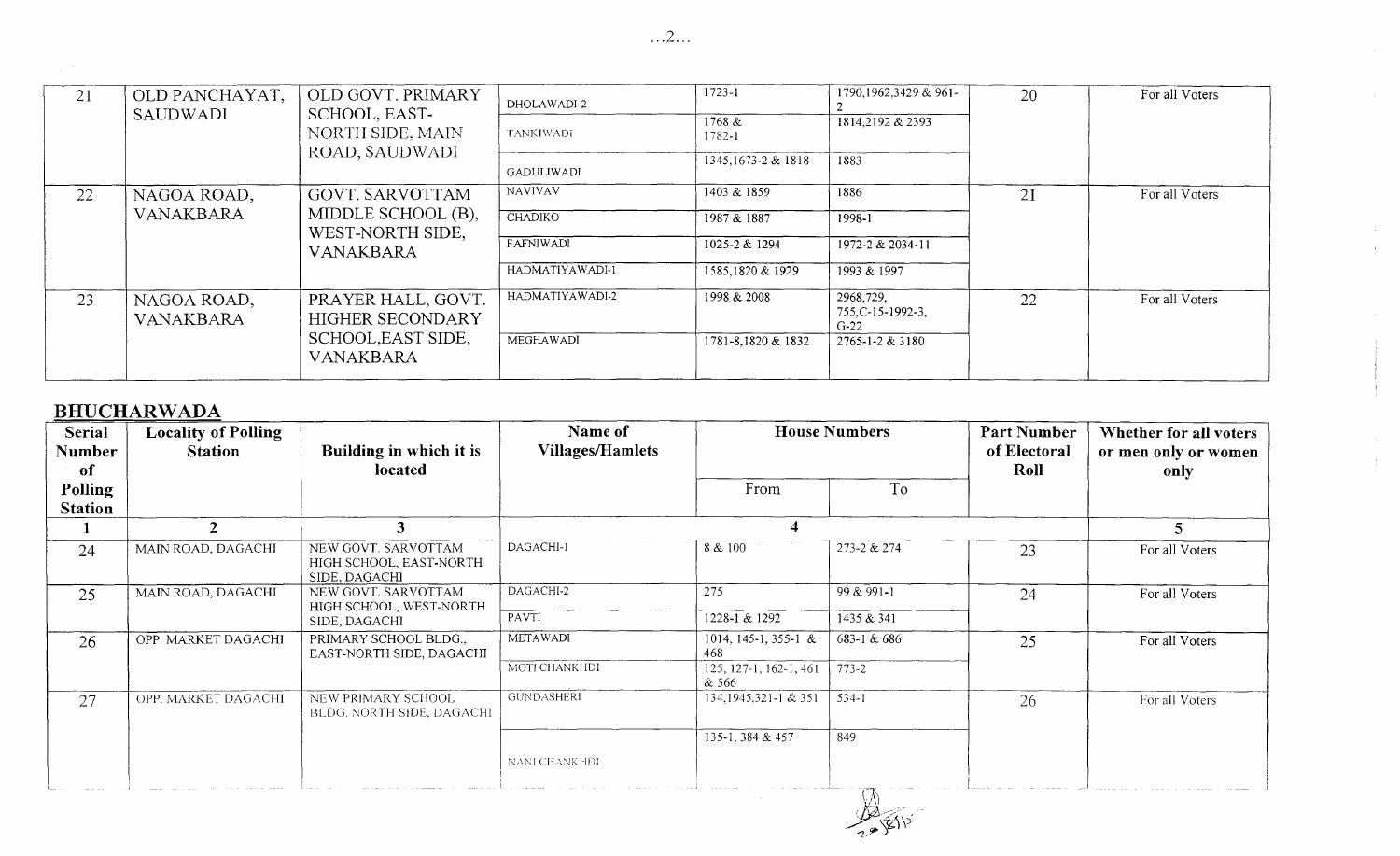| 21 | OLD PANCHAYAT, SAUDWADI | OLD GOVT. PRIMARY SCHOOL, EAST-NORTH SIDE, MAIN ROAD, SAUDWADI | DHOLAWADI-2 | 1723-1 | 1790,1962,3429 & 961-2 | 20 | For all Voters |
|---|---|---|---|---|---|---|---|
| | | | TANKIWADI | 1768 & 1782-1 | 1814,2192 & 2393 | | |
| | | | GADULIWADI | 1345,1673-2 & 1818 | 1883 | | |
| 22 | NAGOA ROAD, VANAKBARA | GOVT. SARVOTTAM MIDDLE SCHOOL (B), WEST-NORTH SIDE, VANAKBARA | NAVIVAV | 1403 & 1859 | 1886 | 21 | For all Voters |
| | | | CHADIKO | 1987 & 1887 | 1998-1 | | |
| | | | FAFNIWADI | 1025-2 & 1294 | 1972-2 & 2034-11 | | |
| | | | HADMATIYAWADI-1 | 1585,1820 & 1929 | 1993 & 1997 | | |
| 23 | NAGOA ROAD, VANAKBARA | PRAYER HALL, GOVT. HIGHER SECONDARY SCHOOL,EAST SIDE, VANAKBARA | HADMATIYAWADI-2 | 1998 & 2008 | 2968,729, 755,C-15-1992-3, G-22 | 22 | For all Voters |
| | | | MEGHAWADI | 1781-8,1820 & 1832 | 2765-1-2 & 3180 | | |

## BHUCHARWADA

| Serial Number of Polling Station | Locality of Polling Station | Building in which it is located | Name of Villages/Hamlets | House Numbers | | Part Number of Electoral Roll | Whether for all voters or men only or women only |
|---|---|---|---|---|---|---|---|
| | | | | From | To | | |
| 1 | 2 | 3 | 4 | | | | 5 |
| 24 | MAIN ROAD, DAGACHI | NEW GOVT. SARVOTTAM HIGH SCHOOL, EAST-NORTH SIDE, DAGACHI | DAGACHI-1 | 8 & 100 | 273-2 & 274 | 23 | For all Voters |
| 25 | MAIN ROAD, DAGACHI | NEW GOVT. SARVOTTAM HIGH SCHOOL, WEST-NORTH SIDE, DAGACHI | DAGACHI-2 | 275 | 99 & 991-1 | 24 | For all Voters |
| | | | PAVTI | 1228-1 & 1292 | 1435 & 341 | | |
| 26 | OPP. MARKET DAGACHI | PRIMARY SCHOOL BLDG., EAST-NORTH SIDE, DAGACHI | METAWADI | 1014, 145-1, 355-1 & 468 | 683-1 & 686 | 25 | For all Voters |
| | | | MOTI CHANKHDI | 125, 127-1, 162-1, 461 & 566 | 773-2 | | |
| 27 | OPP. MARKET DAGACHI | NEW PRIMARY SCHOOL BLDG. NORTH SIDE, DAGACHI | GUNDASHERI | 134,1945,321-1 & 351 | 534-1 | 26 | For all Voters |
| | | | NANI CHANKHDI | 135-1, 384 & 457 | 849 | | |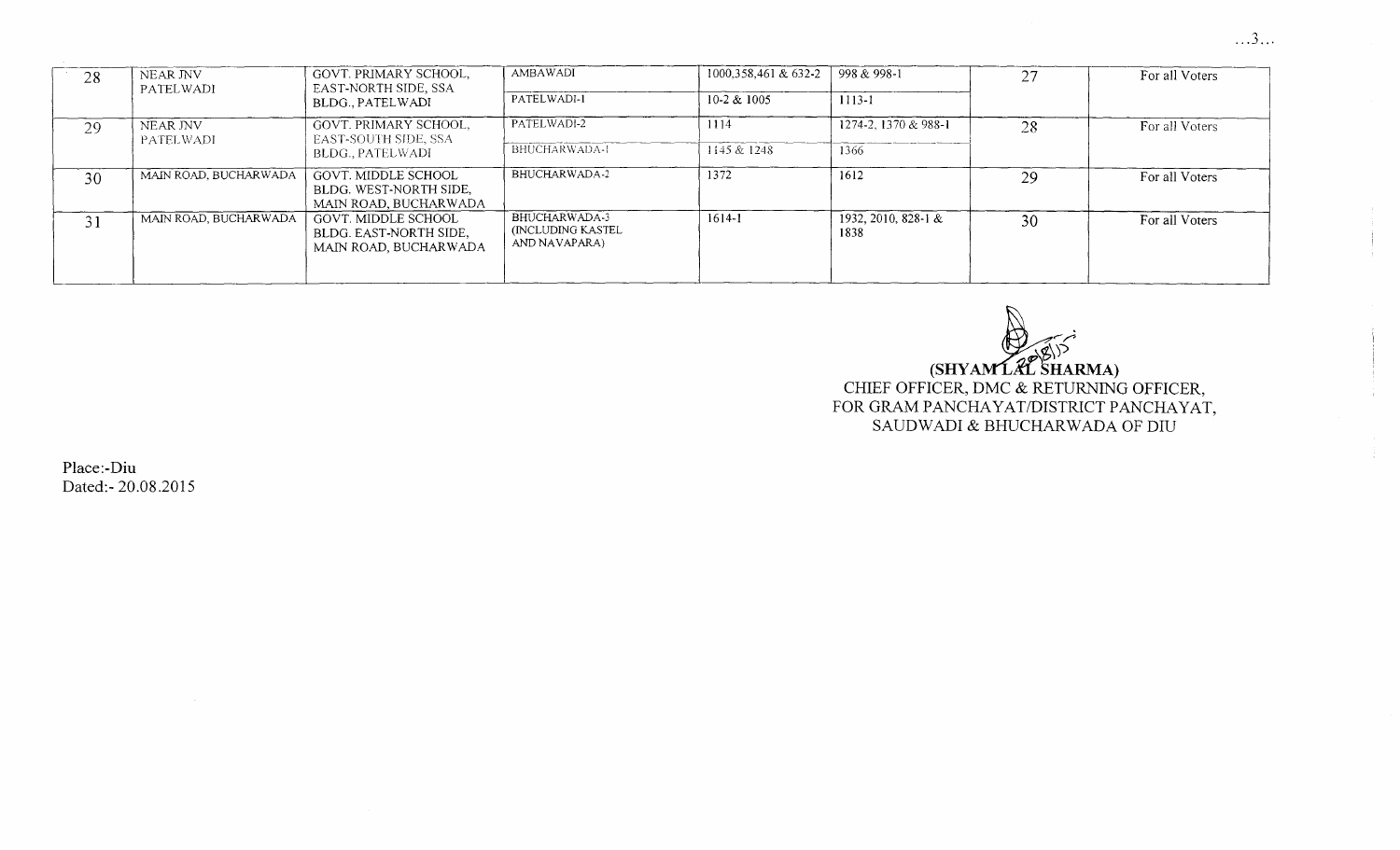| 28 | NEAR JNV PATELWADI | GOVT. PRIMARY SCHOOL, EAST-NORTH SIDE, SSA BLDG., PATELWADI | AMBAWADI | 1000,358,461 & 632-2 | 998 & 998-1 | 27 | For all Voters |
|---|---|---|---|---|---|---|---|
| | | | PATELWADI-1 | 10-2 & 1005 | 1113-1 | | |
| 29 | NEAR JNV PATELWADI | GOVT. PRIMARY SCHOOL, EAST-SOUTH SIDE, SSA BLDG., PATELWADI | PATELWADI-2 | 1114 | 1274-2, 1370 & 988-1 | 28 | For all Voters |
| | | | BHUCHARWADA-1 | 1145 & 1248 | 1366 | | |
| 30 | MAIN ROAD, BUCHARWADA | GOVT. MIDDLE SCHOOL BLDG. WEST-NORTH SIDE, MAIN ROAD, BUCHARWADA | BHUCHARWADA-2 | 1372 | 1612 | 29 | For all Voters |
| 31 | MAIN ROAD, BUCHARWADA | GOVT. MIDDLE SCHOOL BLDG. EAST-NORTH SIDE, MAIN ROAD, BUCHARWADA | BHUCHARWADA-3 (INCLUDING KASTEL AND NAVAPARA) | 1614-1 | 1932, 2010, 828-1 & 1838 | 30 | For all Voters |

(SHYAM LAL SHARMA)
CHIEF OFFICER, DMC & RETURNING OFFICER,
FOR GRAM PANCHAYAT/DISTRICT PANCHAYAT,
SAUDWADI & BHUCHARWADA OF DIU

Place:-Diu
Dated:- 20.08.2015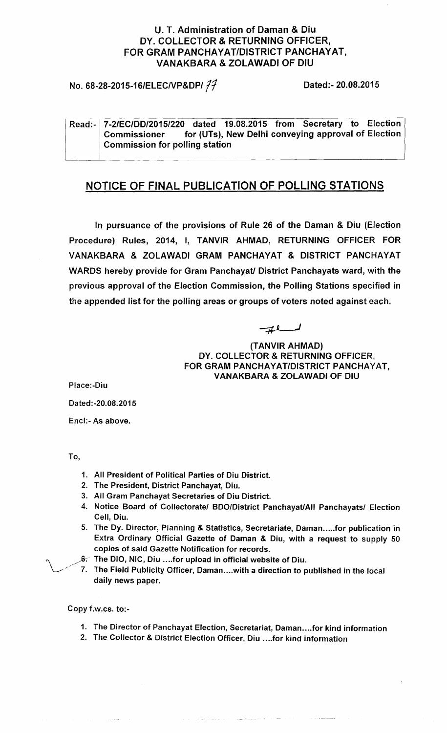**U. T. Administration of Daman & Diu**
**DY. COLLECTOR & RETURNING OFFICER,**
**FOR GRAM PANCHAYAT/DISTRICT PANCHAYAT,**
**VANAKBARA & ZOLAWADI OF DIU**

**No. 68-28-2015-16/ELEC/VP&DP/ 77** **Dated:- 20.08.2015**

| Read:- | 7-2/EC/DD/2015/220 dated 19.08.2015 from Secretary to Election Commissioner for (UTs), New Delhi conveying approval of Election Commission for polling station |
|---|---|

## NOTICE OF FINAL PUBLICATION OF POLLING STATIONS

In pursuance of the provisions of Rule 26 of the Daman & Diu (Election Procedure) Rules, 2014, I, TANVIR AHMAD, RETURNING OFFICER FOR VANAKBARA & ZOLAWADI GRAM PANCHAYAT & DISTRICT PANCHAYAT WARDS hereby provide for Gram Panchayat/ District Panchayats ward, with the previous approval of the Election Commission, the Polling Stations specified in the appended list for the polling areas or groups of voters noted against each.

**(TANVIR AHMAD)**
**DY. COLLECTOR & RETURNING OFFICER,**
**FOR GRAM PANCHAYAT/DISTRICT PANCHAYAT,**
**VANAKBARA & ZOLAWADI OF DIU**

Place:-Diu

Dated:-20.08.2015

Encl:- As above.

To,

1. All President of Political Parties of Diu District.
2. The President, District Panchayat, Diu.
3. All Gram Panchayat Secretaries of Diu District.
4. Notice Board of Collectorate/ BDO/District Panchayat/All Panchayats/ Election Cell, Diu.
5. The Dy. Director, Planning & Statistics, Secretariate, Daman.....for publication in Extra Ordinary Official Gazette of Daman & Diu, with a request to supply 50 copies of said Gazette Notification for records.
6. The DIO, NIC, Diu ....for upload in official website of Diu.
7. The Field Publicity Officer, Daman....with a direction to published in the local daily news paper.

Copy f.w.cs. to:-

1. The Director of Panchayat Election, Secretariat, Daman....for kind information
2. The Collector & District Election Officer, Diu ....for kind information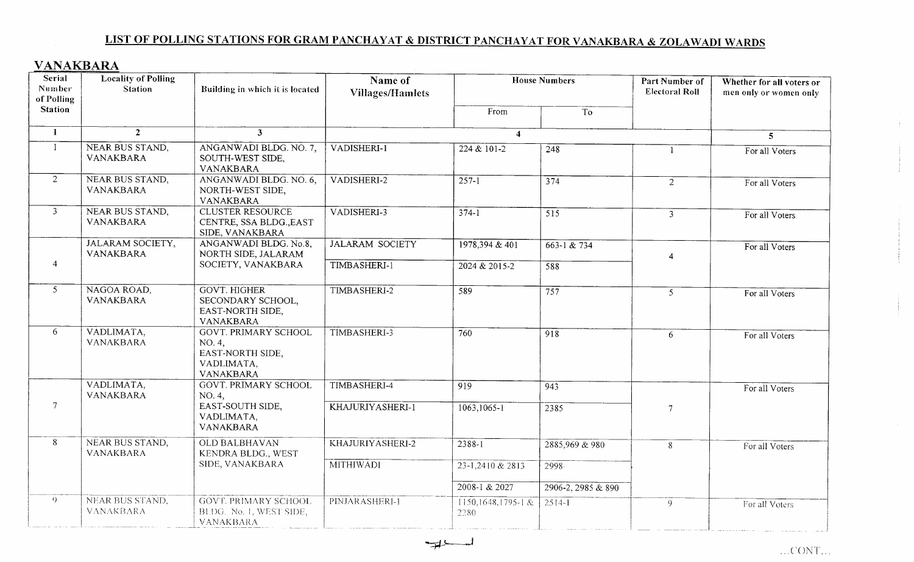# LIST OF POLLING STATIONS FOR GRAM PANCHAYAT & DISTRICT PANCHAYAT FOR VANAKBARA & ZOLAWADI WARDS

## VANAKBARA

| Serial Number of Polling Station | Locality of Polling Station | Building in which it is located | Name of Villages/Hamlets | House Numbers | | Part Number of Electoral Roll | Whether for all voters or men only or women only |
|---|---|---|---|---|---|---|---|
| | | | | From | To | | |
| 1 | 2 | 3 | 4 | | | | 5 |
| 1 | NEAR BUS STAND, VANAKBARA | ANGANWADI BLDG. NO. 7, SOUTH-WEST SIDE, VANAKBARA | VADISHERI-1 | 224 & 101-2 | 248 | 1 | For all Voters |
| 2 | NEAR BUS STAND, VANAKBARA | ANGANWADI BLDG. NO. 6, NORTH-WEST SIDE, VANAKBARA | VADISHERI-2 | 257-1 | 374 | 2 | For all Voters |
| 3 | NEAR BUS STAND, VANAKBARA | CLUSTER RESOURCE CENTRE, SSA BLDG.,EAST SIDE, VANAKBARA | VADISHERI-3 | 374-1 | 515 | 3 | For all Voters |
| 4 | JALARAM SOCIETY, VANAKBARA | ANGANWADI BLDG. No.8, NORTH SIDE, JALARAM SOCIETY, VANAKBARA | JALARAM SOCIETY | 1978,394 & 401 | 663-1 & 734 | 4 | For all Voters |
| | | | TIMBASHERI-1 | 2024 & 2015-2 | 588 | | |
| 5 | NAGOA ROAD, VANAKBARA | GOVT. HIGHER SECONDARY SCHOOL, EAST-NORTH SIDE, VANAKBARA | TIMBASHERI-2 | 589 | 757 | 5 | For all Voters |
| 6 | VADLIMATA, VANAKBARA | GOVT. PRIMARY SCHOOL NO. 4, EAST-NORTH SIDE, VADLIMATA, VANAKBARA | TIMBASHERI-3 | 760 | 918 | 6 | For all Voters |
| 7 | VADLIMATA, VANAKBARA | GOVT. PRIMARY SCHOOL NO. 4, EAST-SOUTH SIDE, VADLIMATA, VANAKBARA | TIMBASHERI-4 | 919 | 943 | 7 | For all Voters |
| | | | KHAJURIYASHERI-1 | 1063,1065-1 | 2385 | | |
| 8 | NEAR BUS STAND, VANAKBARA | OLD BALBHAVAN KENDRA BLDG., WEST SIDE, VANAKBARA | KHAJURIYASHERI-2 | 2388-1 | 2885,969 & 980 | 8 | For all Voters |
| | | | MITHIWADI | 23-1,2410 & 2813 | 2998 | | |
| | | | | 2008-1 & 2027 | 2906-2, 2985 & 890 | | |
| 9 | NEAR BUS STAND, VANAKBARA | GOVT. PRIMARY SCHOOL BLDG. No. 1, WEST SIDE, VANAKBARA | PINJARASHERI-1 | 1150,1648,1795-1 & 2280 | 2514-1 | 9 | For all Voters |

...CONT...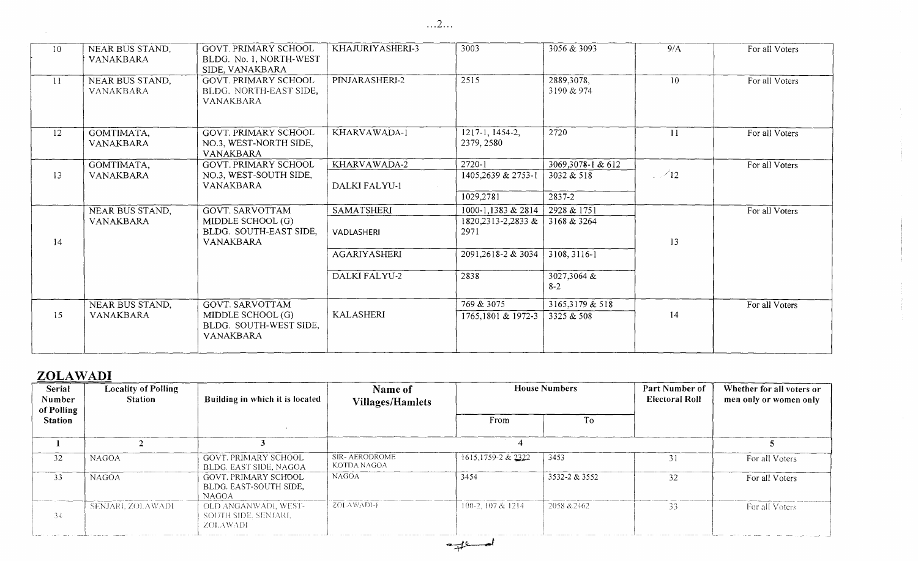| 10 | NEAR BUS STAND, VANAKBARA | GOVT. PRIMARY SCHOOL BLDG. No. 1, NORTH-WEST SIDE, VANAKBARA | KHAJURIYASHERI-3 | 3003 | 3056 & 3093 | 9/A | For all Voters |
|---|---|---|---|---|---|---|---|
| 11 | NEAR BUS STAND, VANAKBARA | GOVT. PRIMARY SCHOOL BLDG. NORTH-EAST SIDE, VANAKBARA | PINJARASHERI-2 | 2515 | 2889,3078, 3190 & 974 | 10 | For all Voters |
| 12 | GOMTIMATA, VANAKBARA | GOVT. PRIMARY SCHOOL NO.3, WEST-NORTH SIDE, VANAKBARA | KHARVAWADA-1 | 1217-1, 1454-2, 2379, 2580 | 2720 | 11 | For all Voters |
| 13 | GOMTIMATA, VANAKBARA | GOVT. PRIMARY SCHOOL NO.3, WEST-SOUTH SIDE, VANAKBARA | KHARVAWADA-2 | 2720-1 | 3069,3078-1 & 612 | 12 | For all Voters |
| | | | DALKI FALYU-1 | 1405,2639 & 2753-1 | 3032 & 518 | | |
| | | | | 1029,2781 | 2837-2 | | |
| 14 | NEAR BUS STAND, VANAKBARA | GOVT. SARVOTTAM MIDDLE SCHOOL (G) BLDG. SOUTH-EAST SIDE, VANAKBARA | SAMATSHERI | 1000-1,1383 & 2814 | 2928 & 1751 | 13 | For all Voters |
| | | | VADLASHERI | 1820,2313-2,2833 & 2971 | 3168 & 3264 | | |
| | | | AGARIYASHERI | 2091,2618-2 & 3034 | 3108, 3116-1 | | |
| | | | DALKI FALYU-2 | 2838 | 3027,3064 & 8-2 | | |
| 15 | NEAR BUS STAND, VANAKBARA | GOVT. SARVOTTAM MIDDLE SCHOOL (G) BLDG. SOUTH-WEST SIDE, VANAKBARA | KALASHERI | 769 & 3075 | 3165,3179 & 518 | 14 | For all Voters |
| | | | | 1765,1801 & 1972-3 | 3325 & 508 | | |

## ZOLAWADI

| Serial Number of Polling Station | Locality of Polling Station | Building in which it is located | Name of Villages/Hamlets | House Numbers | | Part Number of Electoral Roll | Whether for all voters or men only or women only |
|---|---|---|---|---|---|---|---|
| | | | | From | To | | |
| 1 | 2 | 3 | 4 | | | | 5 |
| 32 | NAGOA | GOVT. PRIMARY SCHOOL BLDG. EAST SIDE, NAGOA | SIR- AERODROME KOTDA NAGOA | 1615,1759-2 & 2322 | 3453 | 31 | For all Voters |
| 33 | NAGOA | GOVT. PRIMARY SCHOOL BLDG. EAST-SOUTH SIDE, NAGOA | NAGOA | 3454 | 3532-2 & 3552 | 32 | For all Voters |
| 34 | SENJARI, ZOLAWADI | OLD ANGANWADI, WEST-SOUTH SIDE, SENJARI, ZOLAWADI | ZOLAWADI-1 | 100-2, 107 & 1214 | 2058 & 2462 | 33 | For all Voters |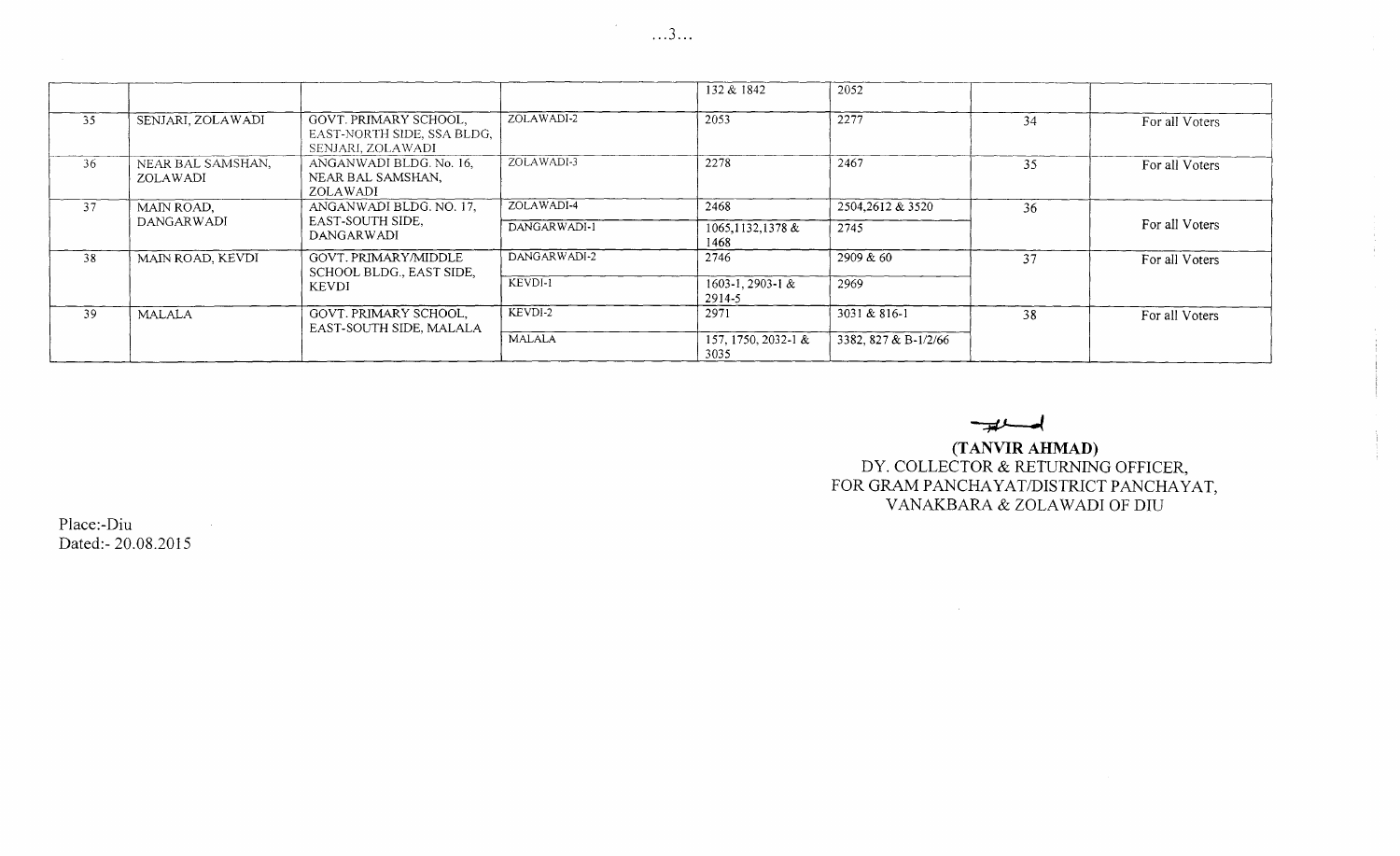| | | | | | | | |
|---|---|---|---|---|---|---|---|
| | | | | 132 & 1842 | 2052 | | |
| 35 | SENJARI, ZOLAWADI | GOVT. PRIMARY SCHOOL, EAST-NORTH SIDE, SSA BLDG, SENJARI, ZOLAWADI | ZOLAWADI-2 | 2053 | 2277 | 34 | For all Voters |
| 36 | NEAR BAL SAMSHAN, ZOLAWADI | ANGANWADI BLDG. No. 16, NEAR BAL SAMSHAN, ZOLAWADI | ZOLAWADI-3 | 2278 | 2467 | 35 | For all Voters |
| 37 | MAIN ROAD, DANGARWADI | ANGANWADI BLDG. NO. 17, EAST-SOUTH SIDE, DANGARWADI | ZOLAWADI-4 | 2468 | 2504,2612 & 3520 | 36 | For all Voters |
| | | | DANGARWADI-1 | 1065,1132,1378 & 1468 | 2745 | | |
| 38 | MAIN ROAD, KEVDI | GOVT. PRIMARY/MIDDLE SCHOOL BLDG., EAST SIDE, KEVDI | DANGARWADI-2 | 2746 | 2909 & 60 | 37 | For all Voters |
| | | | KEVDI-1 | 1603-1, 2903-1 & 2914-5 | 2969 | | |
| 39 | MALALA | GOVT. PRIMARY SCHOOL, EAST-SOUTH SIDE, MALALA | KEVDI-2 | 2971 | 3031 & 816-1 | 38 | For all Voters |
| | | | MALALA | 157, 1750, 2032-1 & 3035 | 3382, 827 & B-1/2/66 | | |

**(TANVIR AHMAD)**
DY. COLLECTOR & RETURNING OFFICER,
FOR GRAM PANCHAYAT/DISTRICT PANCHAYAT,
VANAKBARA & ZOLAWADI OF DIU

Place:-Diu
Dated:- 20.08.2015